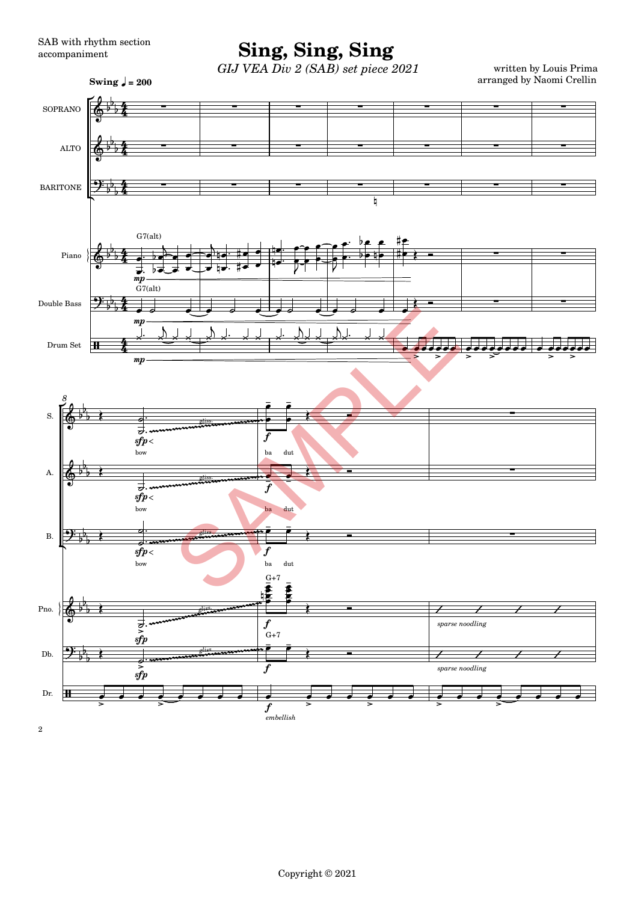SAB with rhythm section accompaniment

# Sing, Sing, Sing

*GIJ VEA Div 2 (SAB) set piece 2021*

written by Louis Prima
arranged by Naomi Crellin

Copyright © 2021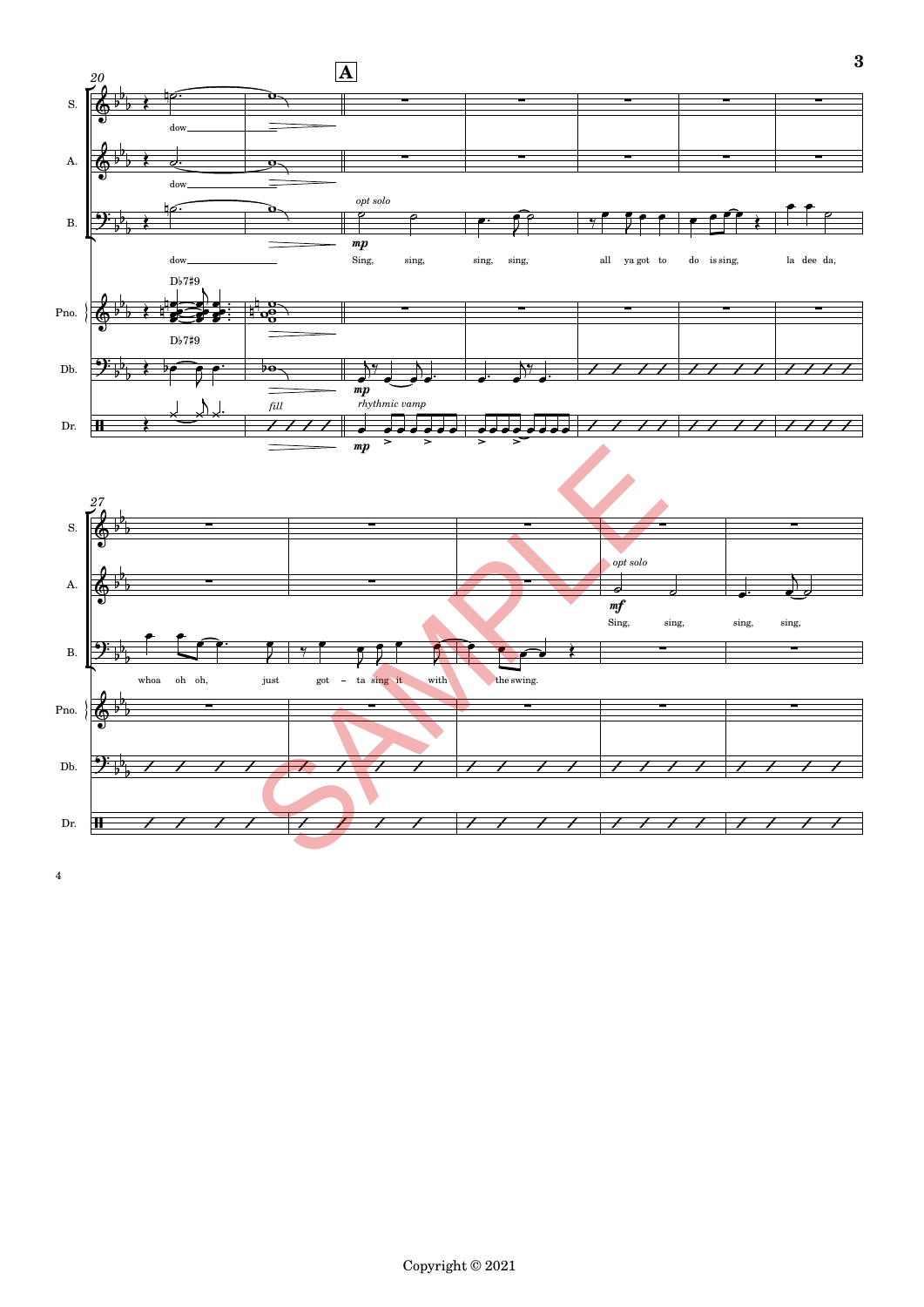**A**

S. — dow

A. — dow

B. — dow

*opt solo*

**mp** Sing, sing, sing, sing, all ya got to do is sing, la dee da, whoa oh oh, just got - ta sing it with the swing.

A. — *opt solo* **mf** Sing, sing, sing, sing,

Pno. — D♭7♯9

Db. — D♭7♯9 **mp**

Dr. — *fill* *rhythmic vamp* **mp**

Copyright © 2021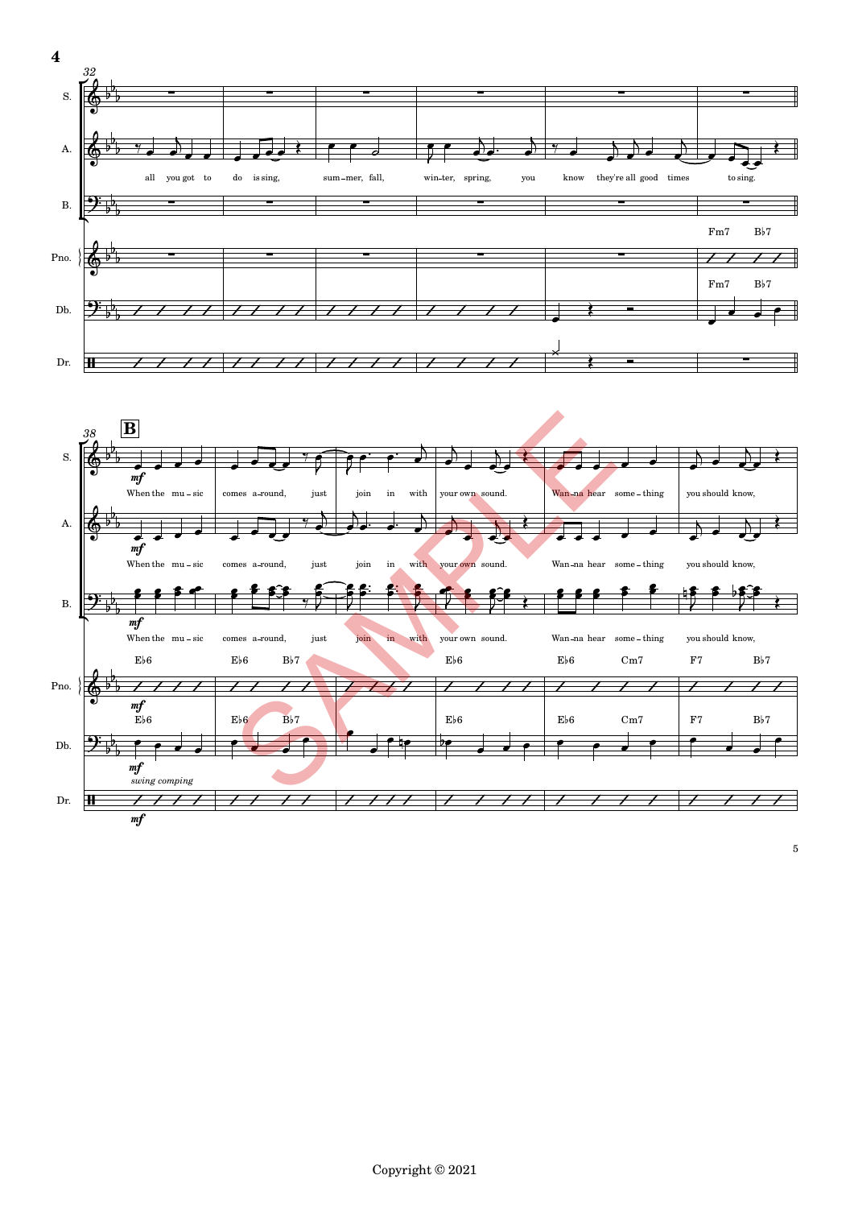32

S.

A.

all you got to do is sing, sum - mer, fall, win - ter, spring, you know they're all good times to sing.

B.

Pno. Fm7 B♭7

Db. Fm7 B♭7

Dr.

38 **B**

S. *mf*

When the mu - sic comes a - round, just join in with your own sound. Wan - na hear some - thing you should know,

A. *mf*

When the mu - sic comes a - round, just join in with your own sound. Wan - na hear some - thing you should know,

B. *mf*

When the mu - sic comes a - round, just join in with your own sound. Wan - na hear some - thing you should know,

Pno. *mf* E♭6 E♭6 B♭7 E♭6 E♭6 Cm7 F7 B♭7

Db. *mf* E♭6 E♭6 B♭7 E♭6 E♭6 Cm7 F7 B♭7

*swing comping*

Dr. *mf*

SAMPLE

Copyright © 2021